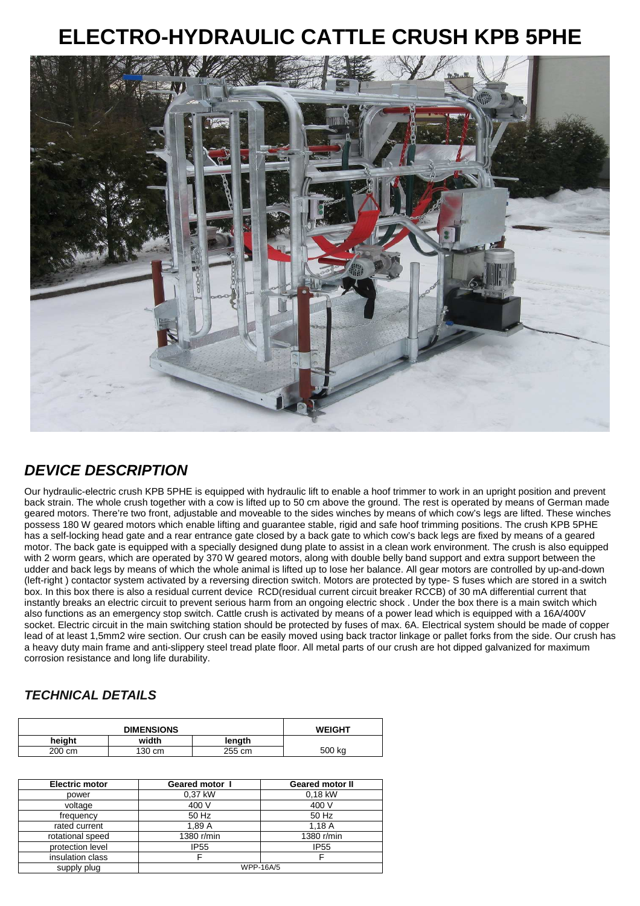# ELECTRO-HYDRAULIC CATTLE CRUSH KPB 5PHE

## *DEVICE DESCRIPTION*

Our hydraulic-electric crush KPB 5PHE is equipped with hydraulic lift to enable a hoof trimmer to work in an upright position and prevent back strain. The whole crush together with a cow is lifted up to 50 cm above the ground. The rest is operated by means of German made geared motors. There're two front, adjustable and moveable to the sides winches by means of which cow's legs are lifted. These winches possess 180 W geared motors which enable lifting and guarantee stable, rigid and safe hoof trimming positions. The crush KPB 5PHE has a self-locking head gate and a rear entrance gate closed by a back gate to which cow's back legs are fixed by means of a geared motor. The back gate is equipped with a specially designed dung plate to assist in a clean work environment. The crush is also equipped with 2 worm gears, which are operated by 370 W geared motors, along with double belly band support and extra support between the udder and back legs by means of which the whole animal is lifted up to lose her balance. All gear motors are controlled by up-and-down (left-right ) contactor system activated by a reversing direction switch. Motors are protected by type- S fuses which are stored in a switch box. In this box there is also a residual current device RCD(residual current circuit breaker RCCB) of 30 mA differential current that instantly breaks an electric circuit to prevent serious harm from an ongoing electric shock . Under the box there is a main switch which also functions as an emergency stop switch. Cattle crush is activated by means of a power lead which is equipped with a 16A/400V socket. Electric circuit in the main switching station should be protected by fuses of max. 6A. Electrical system should be made of copper lead of at least 1,5mm2 wire section. Our crush can be easily moved using back tractor linkage or pallet forks from the side. Our crush has a heavy duty main frame and anti-slippery steel tread plate floor. All metal parts of our crush are hot dipped galvanized for maximum corrosion resistance and long life durability.

## *TECHNICAL DETAILS*

| DIMENSIONS | | | WEIGHT |
|---|---|---|---|
| height | width | length | |
| 200 cm | 130 cm | 255 cm | 500 kg |

| Electric motor | Geared motor I | Geared motor II |
|---|---|---|
| power | 0,37 kW | 0,18 kW |
| voltage | 400 V | 400 V |
| frequency | 50 Hz | 50 Hz |
| rated current | 1,89 A | 1,18 A |
| rotational speed | 1380 r/min | 1380 r/min |
| protection level | IP55 | IP55 |
| insulation class | F | F |
| supply plug | WPP-16A/5 | |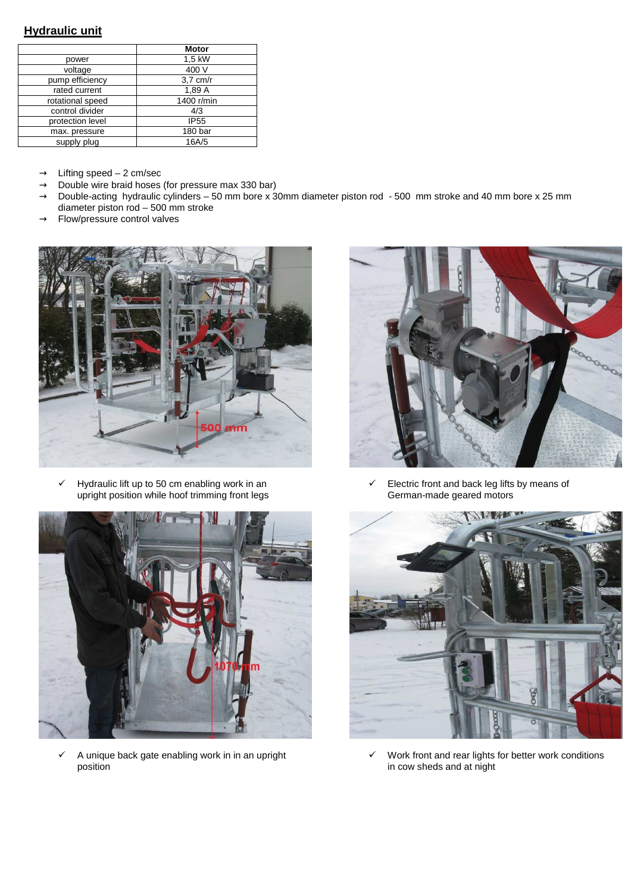## Hydraulic unit

| | Motor |
|---|---|
| power | 1,5 kW |
| voltage | 400 V |
| pump efficiency | 3,7 cm/r |
| rated current | 1,89 A |
| rotational speed | 1400 r/min |
| control divider | 4/3 |
| protection level | IP55 |
| max. pressure | 180 bar |
| supply plug | 16A/5 |

- → Lifting speed – 2 cm/sec
- → Double wire braid hoses (for pressure max 330 bar)
- → Double-acting hydraulic cylinders – 50 mm bore x 30mm diameter piston rod - 500 mm stroke and 40 mm bore x 25 mm diameter piston rod – 500 mm stroke
- → Flow/pressure control valves

500 mm

✓ Hydraulic lift up to 50 cm enabling work in an upright position while hoof trimming front legs

✓ Electric front and back leg lifts by means of German-made geared motors

1070 mm

✓ A unique back gate enabling work in in an upright position

✓ Work front and rear lights for better work conditions in cow sheds and at night